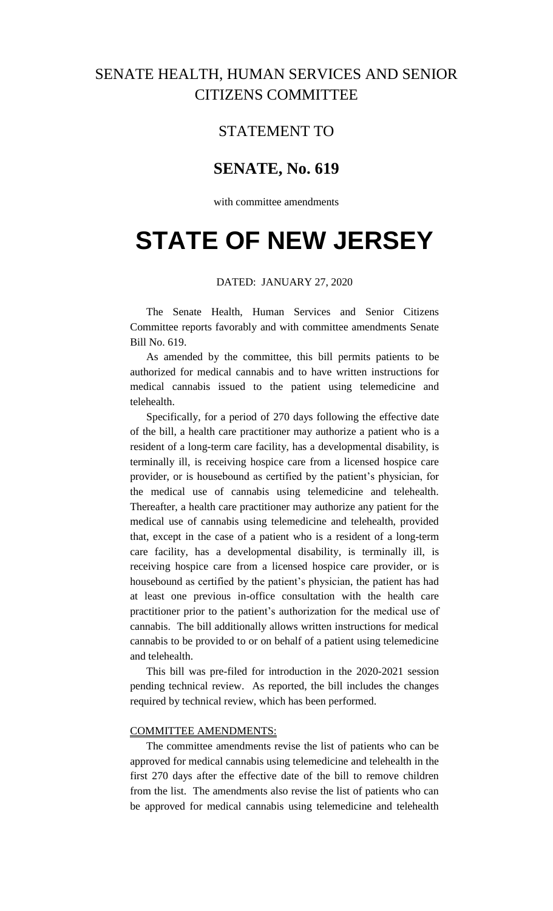# SENATE HEALTH, HUMAN SERVICES AND SENIOR CITIZENS COMMITTEE

## STATEMENT TO

## SENATE, No. 619

with committee amendments

# STATE OF NEW JERSEY

DATED: JANUARY 27, 2020

The Senate Health, Human Services and Senior Citizens Committee reports favorably and with committee amendments Senate Bill No. 619.

As amended by the committee, this bill permits patients to be authorized for medical cannabis and to have written instructions for medical cannabis issued to the patient using telemedicine and telehealth.

Specifically, for a period of 270 days following the effective date of the bill, a health care practitioner may authorize a patient who is a resident of a long-term care facility, has a developmental disability, is terminally ill, is receiving hospice care from a licensed hospice care provider, or is housebound as certified by the patient's physician, for the medical use of cannabis using telemedicine and telehealth. Thereafter, a health care practitioner may authorize any patient for the medical use of cannabis using telemedicine and telehealth, provided that, except in the case of a patient who is a resident of a long-term care facility, has a developmental disability, is terminally ill, is receiving hospice care from a licensed hospice care provider, or is housebound as certified by the patient's physician, the patient has had at least one previous in-office consultation with the health care practitioner prior to the patient's authorization for the medical use of cannabis. The bill additionally allows written instructions for medical cannabis to be provided to or on behalf of a patient using telemedicine and telehealth.

This bill was pre-filed for introduction in the 2020-2021 session pending technical review. As reported, the bill includes the changes required by technical review, which has been performed.

COMMITTEE AMENDMENTS:

The committee amendments revise the list of patients who can be approved for medical cannabis using telemedicine and telehealth in the first 270 days after the effective date of the bill to remove children from the list. The amendments also revise the list of patients who can be approved for medical cannabis using telemedicine and telehealth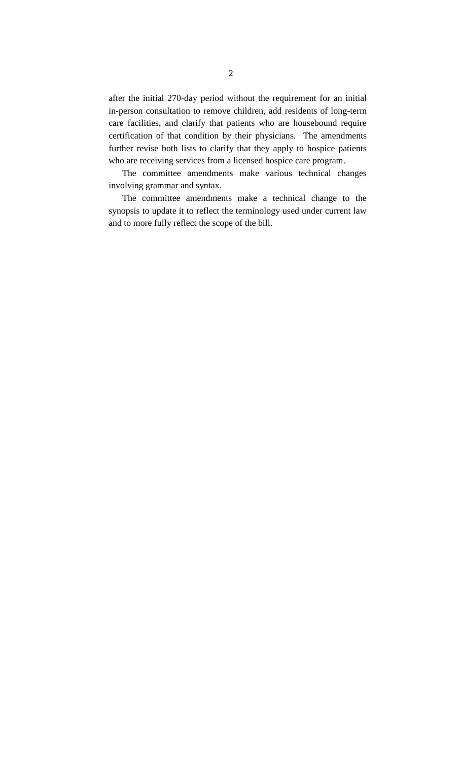after the initial 270-day period without the requirement for an initial in-person consultation to remove children, add residents of long-term care facilities, and clarify that patients who are housebound require certification of that condition by their physicians. The amendments further revise both lists to clarify that they apply to hospice patients who are receiving services from a licensed hospice care program.

The committee amendments make various technical changes involving grammar and syntax.

The committee amendments make a technical change to the synopsis to update it to reflect the terminology used under current law and to more fully reflect the scope of the bill.